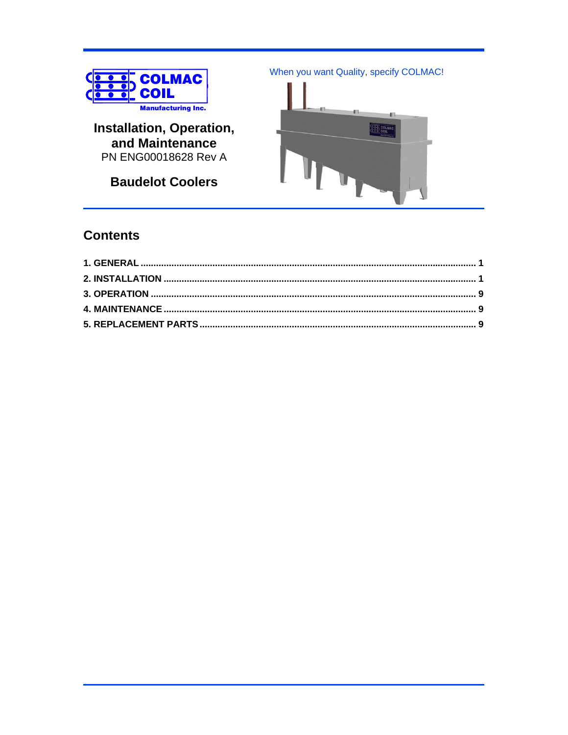COLMAC COIL Manufacturing Inc.

When you want Quality, specify COLMAC!

# Installation, Operation, and Maintenance

PN ENG00018628 Rev A

## Baudelot Coolers

## Contents

**1. GENERAL** ........................................ **1**

**2. INSTALLATION** ........................................ **1**

**3. OPERATION** ........................................ **9**

**4. MAINTENANCE** ........................................ **9**

**5. REPLACEMENT PARTS** ........................................ **9**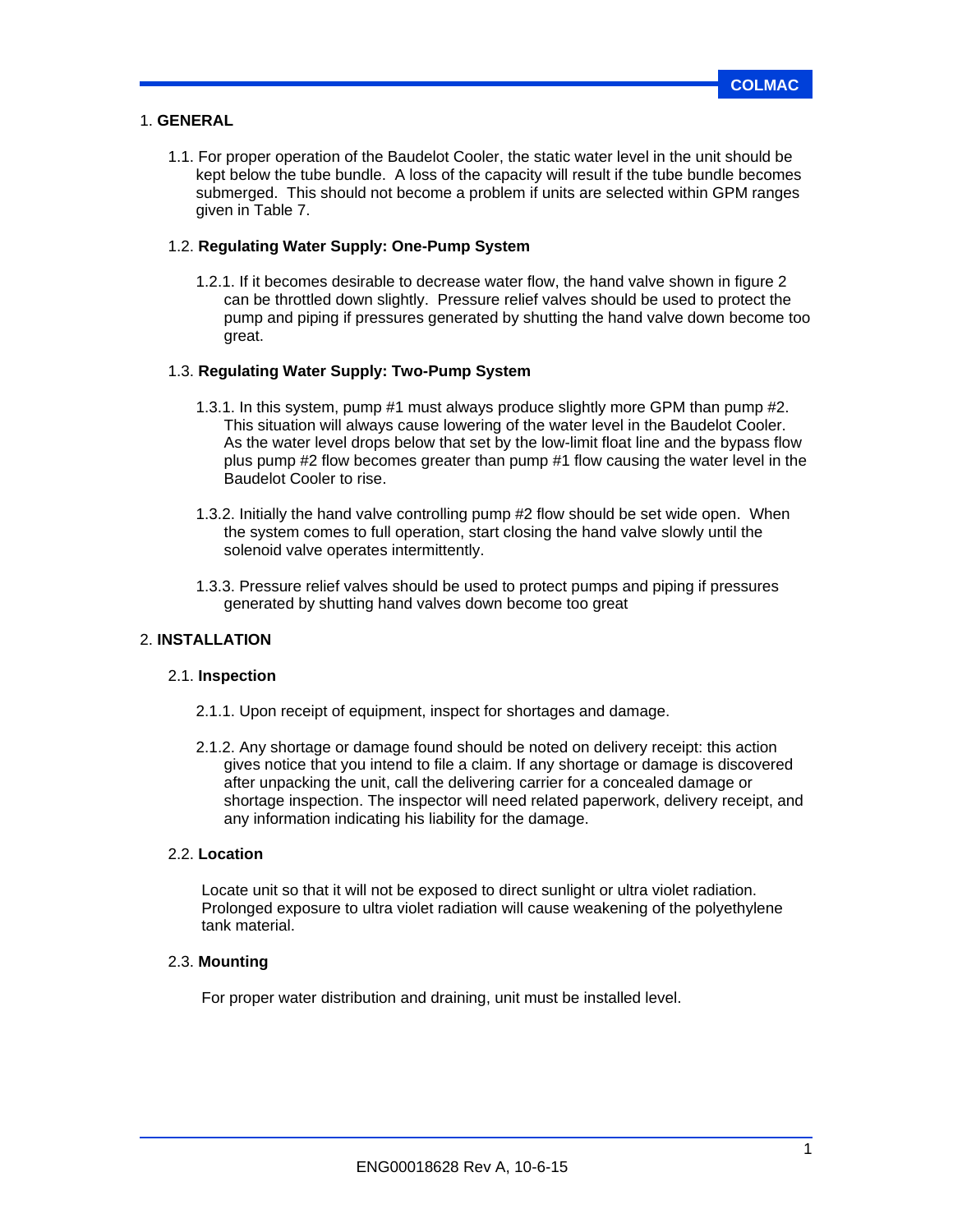# 1. GENERAL

1.1. For proper operation of the Baudelot Cooler, the static water level in the unit should be kept below the tube bundle. A loss of the capacity will result if the tube bundle becomes submerged. This should not become a problem if units are selected within GPM ranges given in Table 7.

## 1.2. Regulating Water Supply: One-Pump System

1.2.1. If it becomes desirable to decrease water flow, the hand valve shown in figure 2 can be throttled down slightly. Pressure relief valves should be used to protect the pump and piping if pressures generated by shutting the hand valve down become too great.

## 1.3. Regulating Water Supply: Two-Pump System

1.3.1. In this system, pump #1 must always produce slightly more GPM than pump #2. This situation will always cause lowering of the water level in the Baudelot Cooler. As the water level drops below that set by the low-limit float line and the bypass flow plus pump #2 flow becomes greater than pump #1 flow causing the water level in the Baudelot Cooler to rise.

1.3.2. Initially the hand valve controlling pump #2 flow should be set wide open. When the system comes to full operation, start closing the hand valve slowly until the solenoid valve operates intermittently.

1.3.3. Pressure relief valves should be used to protect pumps and piping if pressures generated by shutting hand valves down become too great

# 2. INSTALLATION

## 2.1. Inspection

2.1.1. Upon receipt of equipment, inspect for shortages and damage.

2.1.2. Any shortage or damage found should be noted on delivery receipt: this action gives notice that you intend to file a claim. If any shortage or damage is discovered after unpacking the unit, call the delivering carrier for a concealed damage or shortage inspection. The inspector will need related paperwork, delivery receipt, and any information indicating his liability for the damage.

## 2.2. Location

Locate unit so that it will not be exposed to direct sunlight or ultra violet radiation. Prolonged exposure to ultra violet radiation will cause weakening of the polyethylene tank material.

## 2.3. Mounting

For proper water distribution and draining, unit must be installed level.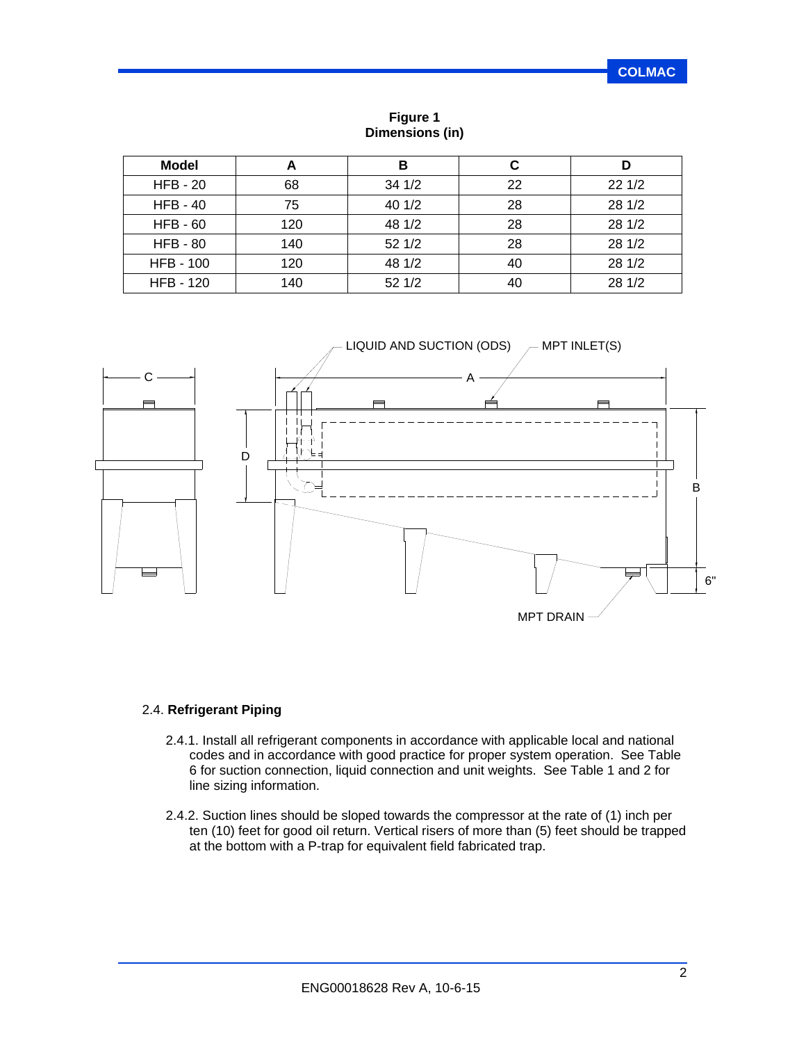**Figure 1**
**Dimensions (in)**

| Model | A | B | C | D |
|---|---|---|---|---|
| HFB - 20 | 68 | 34 1/2 | 22 | 22 1/2 |
| HFB - 40 | 75 | 40 1/2 | 28 | 28 1/2 |
| HFB - 60 | 120 | 48 1/2 | 28 | 28 1/2 |
| HFB - 80 | 140 | 52 1/2 | 28 | 28 1/2 |
| HFB - 100 | 120 | 48 1/2 | 40 | 28 1/2 |
| HFB - 120 | 140 | 52 1/2 | 40 | 28 1/2 |

LIQUID AND SUCTION (ODS)  MPT INLET(S)  MPT DRAIN  6"

2.4. **Refrigerant Piping**

2.4.1. Install all refrigerant components in accordance with applicable local and national codes and in accordance with good practice for proper system operation. See Table 6 for suction connection, liquid connection and unit weights. See Table 1 and 2 for line sizing information.

2.4.2. Suction lines should be sloped towards the compressor at the rate of (1) inch per ten (10) feet for good oil return. Vertical risers of more than (5) feet should be trapped at the bottom with a P-trap for equivalent field fabricated trap.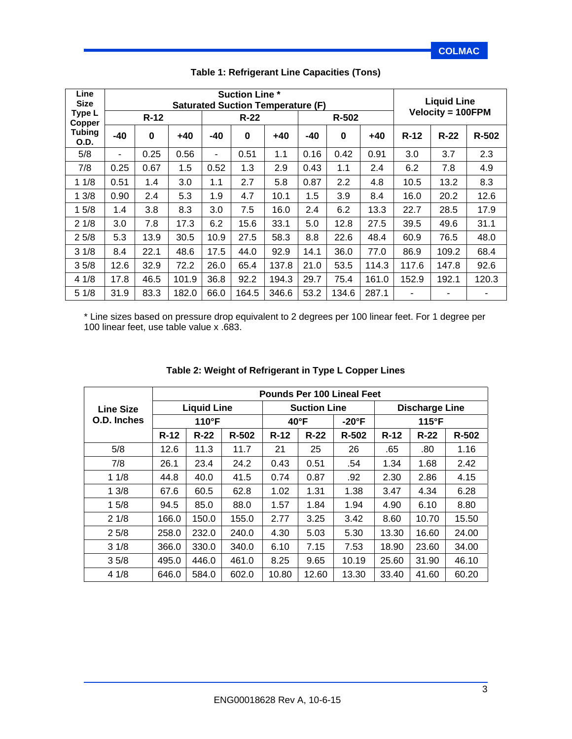**Table 1: Refrigerant Line Capacities (Tons)**

| Line Size Type L Copper Tubing O.D. | Suction Line * Saturated Suction Temperature (F) | | | | | | | | | Liquid Line Velocity = 100FPM | | |
|---|---|---|---|---|---|---|---|---|---|---|---|---|
| | R-12 | | | R-22 | | | R-502 | | | | | |
| | -40 | 0 | +40 | -40 | 0 | +40 | -40 | 0 | +40 | R-12 | R-22 | R-502 |
| 5/8 | - | 0.25 | 0.56 | - | 0.51 | 1.1 | 0.16 | 0.42 | 0.91 | 3.0 | 3.7 | 2.3 |
| 7/8 | 0.25 | 0.67 | 1.5 | 0.52 | 1.3 | 2.9 | 0.43 | 1.1 | 2.4 | 6.2 | 7.8 | 4.9 |
| 1 1/8 | 0.51 | 1.4 | 3.0 | 1.1 | 2.7 | 5.8 | 0.87 | 2.2 | 4.8 | 10.5 | 13.2 | 8.3 |
| 1 3/8 | 0.90 | 2.4 | 5.3 | 1.9 | 4.7 | 10.1 | 1.5 | 3.9 | 8.4 | 16.0 | 20.2 | 12.6 |
| 1 5/8 | 1.4 | 3.8 | 8.3 | 3.0 | 7.5 | 16.0 | 2.4 | 6.2 | 13.3 | 22.7 | 28.5 | 17.9 |
| 2 1/8 | 3.0 | 7.8 | 17.3 | 6.2 | 15.6 | 33.1 | 5.0 | 12.8 | 27.5 | 39.5 | 49.6 | 31.1 |
| 2 5/8 | 5.3 | 13.9 | 30.5 | 10.9 | 27.5 | 58.3 | 8.8 | 22.6 | 48.4 | 60.9 | 76.5 | 48.0 |
| 3 1/8 | 8.4 | 22.1 | 48.6 | 17.5 | 44.0 | 92.9 | 14.1 | 36.0 | 77.0 | 86.9 | 109.2 | 68.4 |
| 3 5/8 | 12.6 | 32.9 | 72.2 | 26.0 | 65.4 | 137.8 | 21.0 | 53.5 | 114.3 | 117.6 | 147.8 | 92.6 |
| 4 1/8 | 17.8 | 46.5 | 101.9 | 36.8 | 92.2 | 194.3 | 29.7 | 75.4 | 161.0 | 152.9 | 192.1 | 120.3 |
| 5 1/8 | 31.9 | 83.3 | 182.0 | 66.0 | 164.5 | 346.6 | 53.2 | 134.6 | 287.1 | - | - | - |

* Line sizes based on pressure drop equivalent to 2 degrees per 100 linear feet. For 1 degree per 100 linear feet, use table value x .683.

**Table 2: Weight of Refrigerant in Type L Copper Lines**

| Line Size O.D. Inches | Pounds Per 100 Lineal Feet | | | | | | | | |
|---|---|---|---|---|---|---|---|---|---|
| | Liquid Line | | | Suction Line | | | Discharge Line | | |
| | 110°F | | | 40°F | | -20°F | 115°F | | |
| | R-12 | R-22 | R-502 | R-12 | R-22 | R-502 | R-12 | R-22 | R-502 |
| 5/8 | 12.6 | 11.3 | 11.7 | 21 | 25 | 26 | .65 | .80 | 1.16 |
| 7/8 | 26.1 | 23.4 | 24.2 | 0.43 | 0.51 | .54 | 1.34 | 1.68 | 2.42 |
| 1 1/8 | 44.8 | 40.0 | 41.5 | 0.74 | 0.87 | .92 | 2.30 | 2.86 | 4.15 |
| 1 3/8 | 67.6 | 60.5 | 62.8 | 1.02 | 1.31 | 1.38 | 3.47 | 4.34 | 6.28 |
| 1 5/8 | 94.5 | 85.0 | 88.0 | 1.57 | 1.84 | 1.94 | 4.90 | 6.10 | 8.80 |
| 2 1/8 | 166.0 | 150.0 | 155.0 | 2.77 | 3.25 | 3.42 | 8.60 | 10.70 | 15.50 |
| 2 5/8 | 258.0 | 232.0 | 240.0 | 4.30 | 5.03 | 5.30 | 13.30 | 16.60 | 24.00 |
| 3 1/8 | 366.0 | 330.0 | 340.0 | 6.10 | 7.15 | 7.53 | 18.90 | 23.60 | 34.00 |
| 3 5/8 | 495.0 | 446.0 | 461.0 | 8.25 | 9.65 | 10.19 | 25.60 | 31.90 | 46.10 |
| 4 1/8 | 646.0 | 584.0 | 602.0 | 10.80 | 12.60 | 13.30 | 33.40 | 41.60 | 60.20 |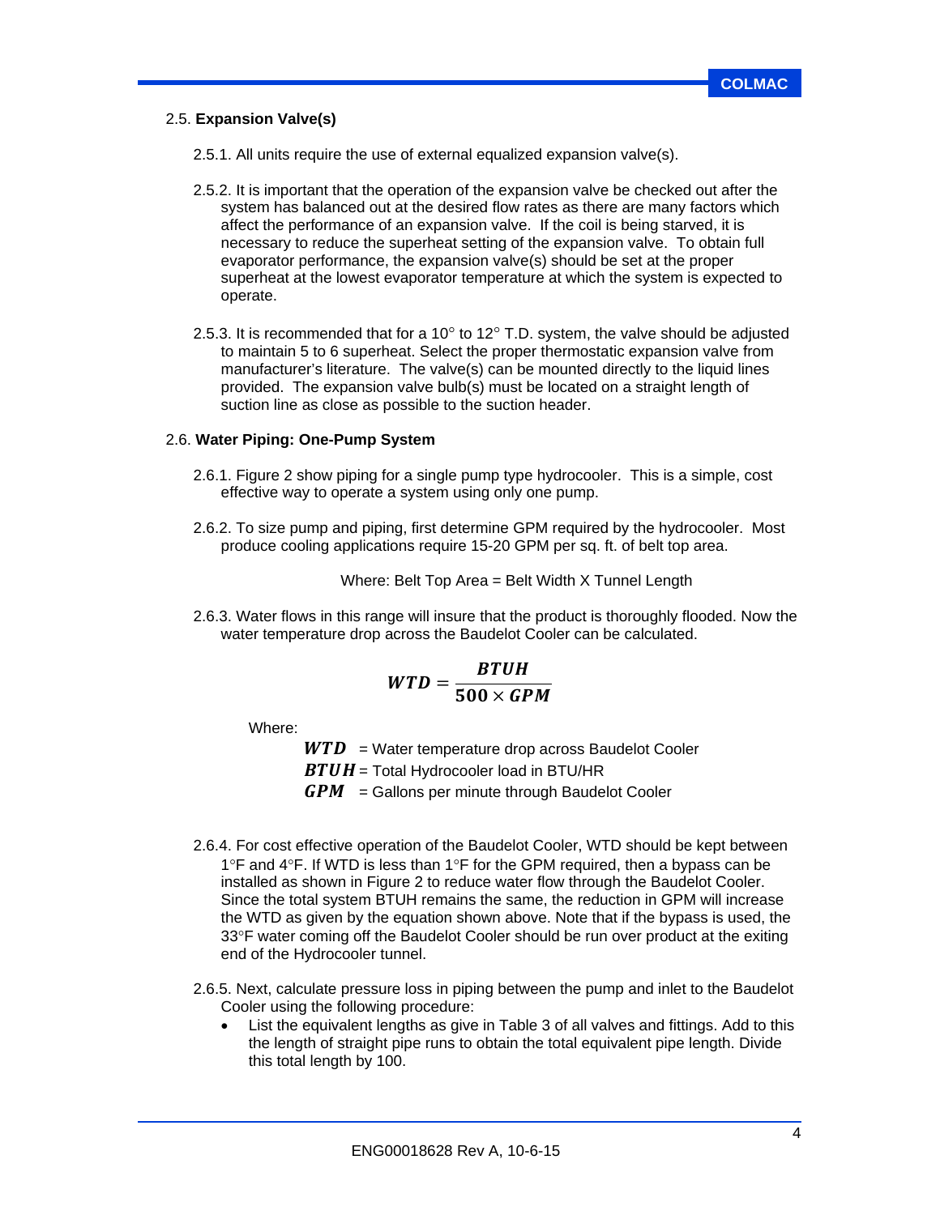## 2.5. **Expansion Valve(s)**

2.5.1. All units require the use of external equalized expansion valve(s).

2.5.2. It is important that the operation of the expansion valve be checked out after the system has balanced out at the desired flow rates as there are many factors which affect the performance of an expansion valve. If the coil is being starved, it is necessary to reduce the superheat setting of the expansion valve. To obtain full evaporator performance, the expansion valve(s) should be set at the proper superheat at the lowest evaporator temperature at which the system is expected to operate.

2.5.3. It is recommended that for a 10° to 12° T.D. system, the valve should be adjusted to maintain 5 to 6 superheat. Select the proper thermostatic expansion valve from manufacturer's literature. The valve(s) can be mounted directly to the liquid lines provided. The expansion valve bulb(s) must be located on a straight length of suction line as close as possible to the suction header.

## 2.6. **Water Piping: One-Pump System**

2.6.1. Figure 2 show piping for a single pump type hydrocooler. This is a simple, cost effective way to operate a system using only one pump.

2.6.2. To size pump and piping, first determine GPM required by the hydrocooler. Most produce cooling applications require 15-20 GPM per sq. ft. of belt top area.

Where: Belt Top Area = Belt Width X Tunnel Length

2.6.3. Water flows in this range will insure that the product is thoroughly flooded. Now the water temperature drop across the Baudelot Cooler can be calculated.

$$\boldsymbol{WTD = \frac{BTUH}{500 \times GPM}}$$

Where:

$\boldsymbol{WTD}$ = Water temperature drop across Baudelot Cooler
$\boldsymbol{BTUH}$ = Total Hydrocooler load in BTU/HR
$\boldsymbol{GPM}$ = Gallons per minute through Baudelot Cooler

2.6.4. For cost effective operation of the Baudelot Cooler, WTD should be kept between 1°F and 4°F. If WTD is less than 1°F for the GPM required, then a bypass can be installed as shown in Figure 2 to reduce water flow through the Baudelot Cooler. Since the total system BTUH remains the same, the reduction in GPM will increase the WTD as given by the equation shown above. Note that if the bypass is used, the 33°F water coming off the Baudelot Cooler should be run over product at the exiting end of the Hydrocooler tunnel.

2.6.5. Next, calculate pressure loss in piping between the pump and inlet to the Baudelot Cooler using the following procedure:

- List the equivalent lengths as give in Table 3 of all valves and fittings. Add to this the length of straight pipe runs to obtain the total equivalent pipe length. Divide this total length by 100.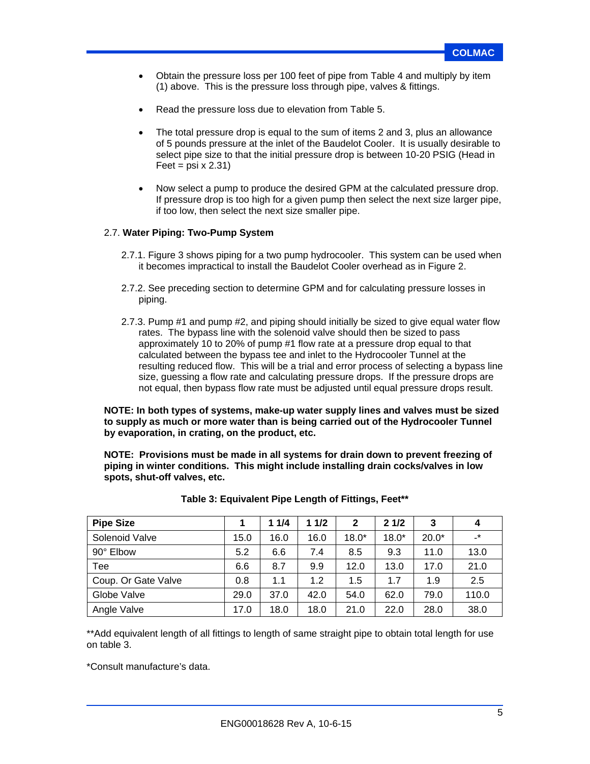- Obtain the pressure loss per 100 feet of pipe from Table 4 and multiply by item (1) above. This is the pressure loss through pipe, valves & fittings.

- Read the pressure loss due to elevation from Table 5.

- The total pressure drop is equal to the sum of items 2 and 3, plus an allowance of 5 pounds pressure at the inlet of the Baudelot Cooler. It is usually desirable to select pipe size to that the initial pressure drop is between 10-20 PSIG (Head in Feet = psi x 2.31)

- Now select a pump to produce the desired GPM at the calculated pressure drop. If pressure drop is too high for a given pump then select the next size larger pipe, if too low, then select the next size smaller pipe.

## 2.7. **Water Piping: Two-Pump System**

2.7.1. Figure 3 shows piping for a two pump hydrocooler. This system can be used when it becomes impractical to install the Baudelot Cooler overhead as in Figure 2.

2.7.2. See preceding section to determine GPM and for calculating pressure losses in piping.

2.7.3. Pump #1 and pump #2, and piping should initially be sized to give equal water flow rates. The bypass line with the solenoid valve should then be sized to pass approximately 10 to 20% of pump #1 flow rate at a pressure drop equal to that calculated between the bypass tee and inlet to the Hydrocooler Tunnel at the resulting reduced flow. This will be a trial and error process of selecting a bypass line size, guessing a flow rate and calculating pressure drops. If the pressure drops are not equal, then bypass flow rate must be adjusted until equal pressure drops result.

**NOTE: In both types of systems, make-up water supply lines and valves must be sized to supply as much or more water than is being carried out of the Hydrocooler Tunnel by evaporation, in crating, on the product, etc.**

**NOTE: Provisions must be made in all systems for drain down to prevent freezing of piping in winter conditions. This might include installing drain cocks/valves in low spots, shut-off valves, etc.**

**Table 3: Equivalent Pipe Length of Fittings, Feet****

| **Pipe Size** | **1** | **1 1/4** | **1 1/2** | **2** | **2 1/2** | **3** | **4** |
|---|---|---|---|---|---|---|---|
| Solenoid Valve | 15.0 | 16.0 | 16.0 | 18.0* | 18.0* | 20.0* | -* |
| 90° Elbow | 5.2 | 6.6 | 7.4 | 8.5 | 9.3 | 11.0 | 13.0 |
| Tee | 6.6 | 8.7 | 9.9 | 12.0 | 13.0 | 17.0 | 21.0 |
| Coup. Or Gate Valve | 0.8 | 1.1 | 1.2 | 1.5 | 1.7 | 1.9 | 2.5 |
| Globe Valve | 29.0 | 37.0 | 42.0 | 54.0 | 62.0 | 79.0 | 110.0 |
| Angle Valve | 17.0 | 18.0 | 18.0 | 21.0 | 22.0 | 28.0 | 38.0 |

**Add equivalent length of all fittings to length of same straight pipe to obtain total length for use on table 3.

*Consult manufacture's data.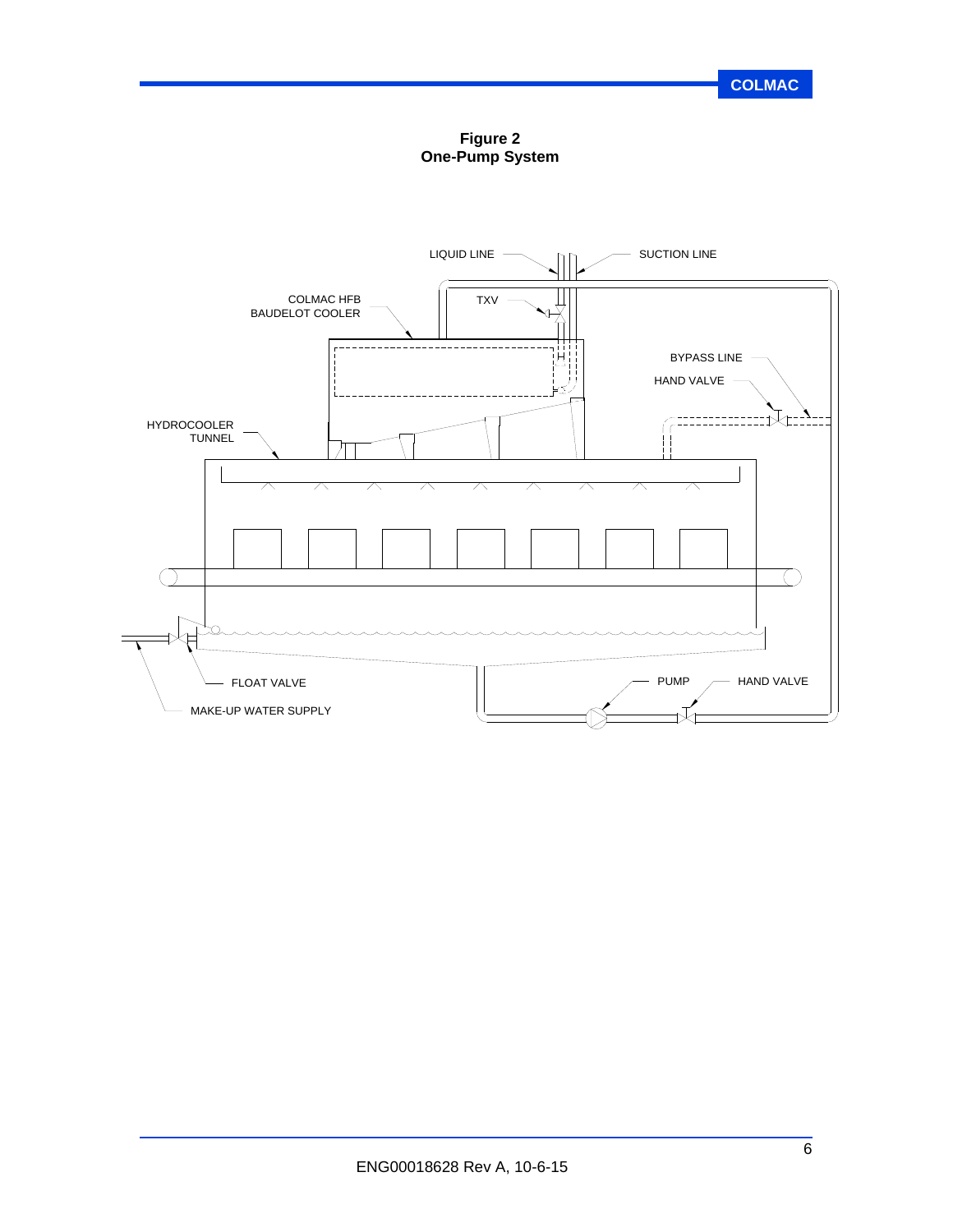**Figure 2**
**One-Pump System**

LIQUID LINE

SUCTION LINE

COLMAC HFB
BAUDELOT COOLER

TXV

BYPASS LINE

HAND VALVE

HYDROCOOLER
TUNNEL

FLOAT VALVE

MAKE-UP WATER SUPPLY

PUMP

HAND VALVE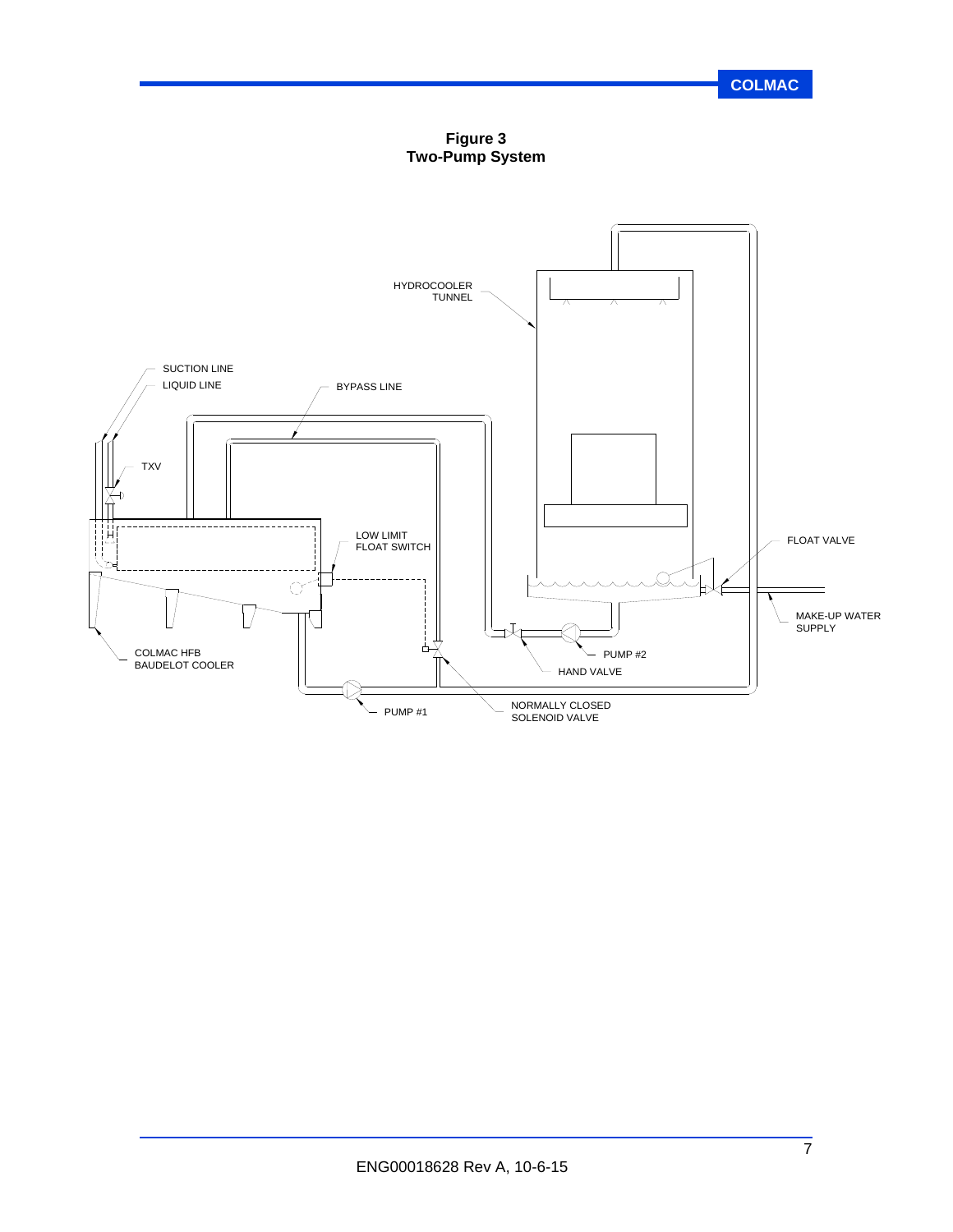**Figure 3**
**Two-Pump System**

HYDROCOOLER TUNNEL

SUCTION LINE

LIQUID LINE

BYPASS LINE

TXV

LOW LIMIT FLOAT SWITCH

FLOAT VALVE

MAKE-UP WATER SUPPLY

COLMAC HFB BAUDELOT COOLER

PUMP #2

HAND VALVE

PUMP #1

NORMALLY CLOSED SOLENOID VALVE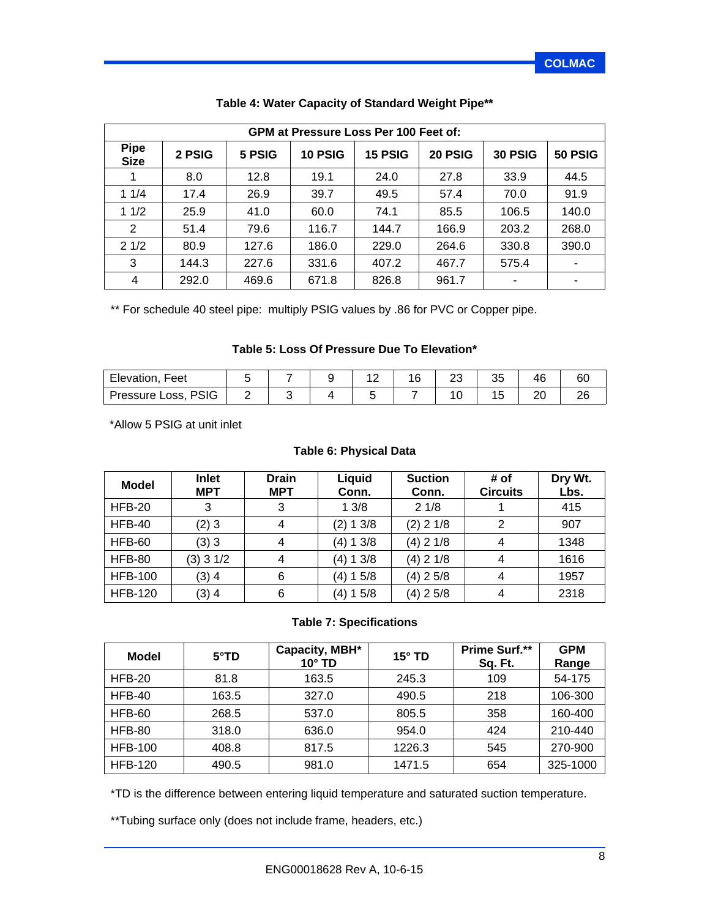### Table 4: Water Capacity of Standard Weight Pipe**

| | GPM at Pressure Loss Per 100 Feet of: | | | | | | |
|---|---|---|---|---|---|---|---|
| **Pipe Size** | **2 PSIG** | **5 PSIG** | **10 PSIG** | **15 PSIG** | **20 PSIG** | **30 PSIG** | **50 PSIG** |
| 1 | 8.0 | 12.8 | 19.1 | 24.0 | 27.8 | 33.9 | 44.5 |
| 1 1/4 | 17.4 | 26.9 | 39.7 | 49.5 | 57.4 | 70.0 | 91.9 |
| 1 1/2 | 25.9 | 41.0 | 60.0 | 74.1 | 85.5 | 106.5 | 140.0 |
| 2 | 51.4 | 79.6 | 116.7 | 144.7 | 166.9 | 203.2 | 268.0 |
| 2 1/2 | 80.9 | 127.6 | 186.0 | 229.0 | 264.6 | 330.8 | 390.0 |
| 3 | 144.3 | 227.6 | 331.6 | 407.2 | 467.7 | 575.4 | - |
| 4 | 292.0 | 469.6 | 671.8 | 826.8 | 961.7 | - | - |

** For schedule 40 steel pipe: multiply PSIG values by .86 for PVC or Copper pipe.

### Table 5: Loss Of Pressure Due To Elevation*

| Elevation, Feet | 5 | 7 | 9 | 12 | 16 | 23 | 35 | 46 | 60 |
|---|---|---|---|---|---|---|---|---|---|
| Pressure Loss, PSIG | 2 | 3 | 4 | 5 | 7 | 10 | 15 | 20 | 26 |

*Allow 5 PSIG at unit inlet

### Table 6: Physical Data

| Model | Inlet MPT | Drain MPT | Liquid Conn. | Suction Conn. | # of Circuits | Dry Wt. Lbs. |
|---|---|---|---|---|---|---|
| HFB-20 | 3 | 3 | 1 3/8 | 2 1/8 | 1 | 415 |
| HFB-40 | (2) 3 | 4 | (2) 1 3/8 | (2) 2 1/8 | 2 | 907 |
| HFB-60 | (3) 3 | 4 | (4) 1 3/8 | (4) 2 1/8 | 4 | 1348 |
| HFB-80 | (3) 3 1/2 | 4 | (4) 1 3/8 | (4) 2 1/8 | 4 | 1616 |
| HFB-100 | (3) 4 | 6 | (4) 1 5/8 | (4) 2 5/8 | 4 | 1957 |
| HFB-120 | (3) 4 | 6 | (4) 1 5/8 | (4) 2 5/8 | 4 | 2318 |

### Table 7: Specifications

| Model | 5°TD | Capacity, MBH* 10° TD | 15° TD | Prime Surf.** Sq. Ft. | GPM Range |
|---|---|---|---|---|---|
| HFB-20 | 81.8 | 163.5 | 245.3 | 109 | 54-175 |
| HFB-40 | 163.5 | 327.0 | 490.5 | 218 | 106-300 |
| HFB-60 | 268.5 | 537.0 | 805.5 | 358 | 160-400 |
| HFB-80 | 318.0 | 636.0 | 954.0 | 424 | 210-440 |
| HFB-100 | 408.8 | 817.5 | 1226.3 | 545 | 270-900 |
| HFB-120 | 490.5 | 981.0 | 1471.5 | 654 | 325-1000 |

*TD is the difference between entering liquid temperature and saturated suction temperature.

**Tubing surface only (does not include frame, headers, etc.)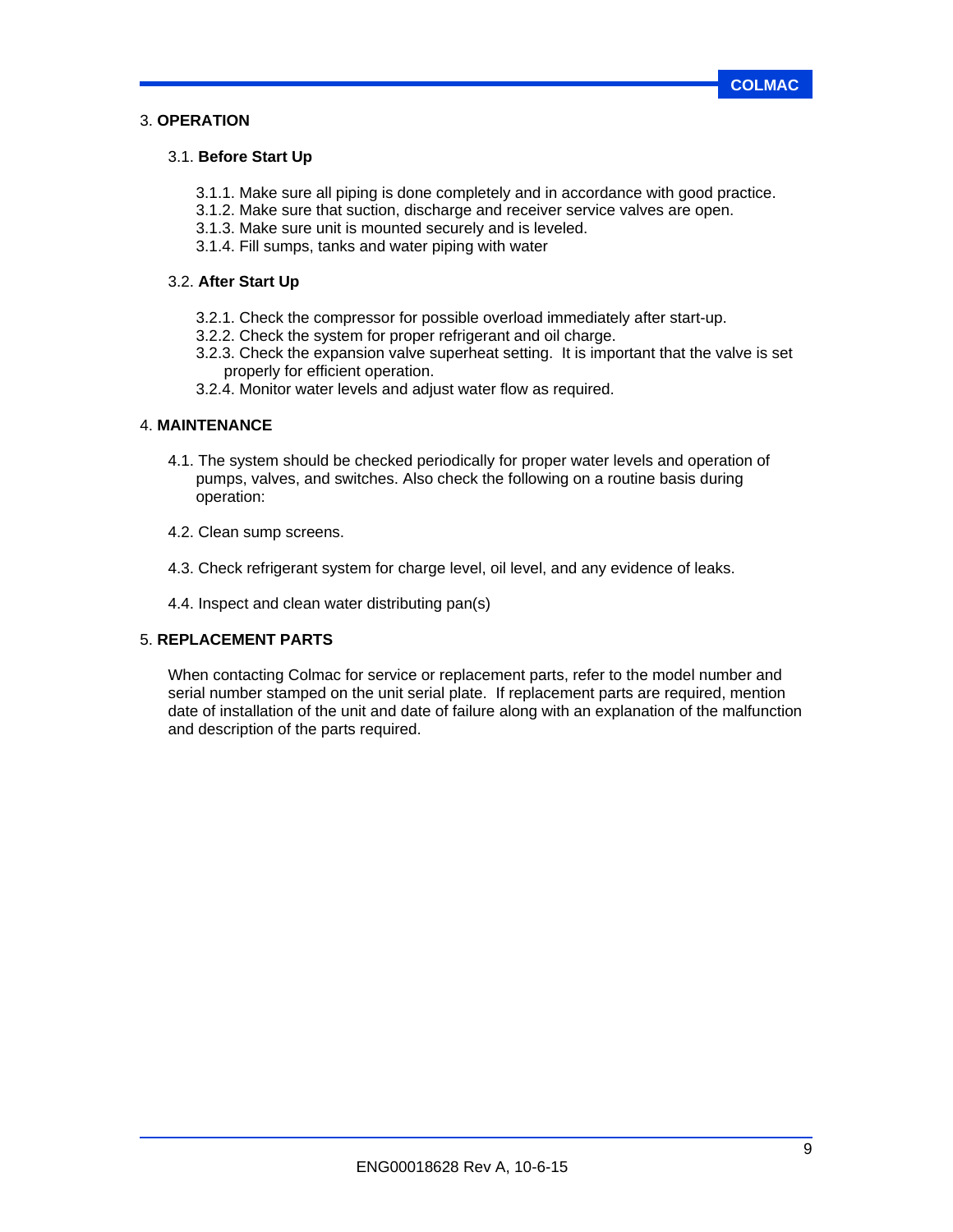## 3. OPERATION

### 3.1. Before Start Up

3.1.1. Make sure all piping is done completely and in accordance with good practice.
3.1.2. Make sure that suction, discharge and receiver service valves are open.
3.1.3. Make sure unit is mounted securely and is leveled.
3.1.4. Fill sumps, tanks and water piping with water

### 3.2. After Start Up

3.2.1. Check the compressor for possible overload immediately after start-up.
3.2.2. Check the system for proper refrigerant and oil charge.
3.2.3. Check the expansion valve superheat setting. It is important that the valve is set properly for efficient operation.
3.2.4. Monitor water levels and adjust water flow as required.

## 4. MAINTENANCE

4.1. The system should be checked periodically for proper water levels and operation of pumps, valves, and switches. Also check the following on a routine basis during operation:

4.2. Clean sump screens.

4.3. Check refrigerant system for charge level, oil level, and any evidence of leaks.

4.4. Inspect and clean water distributing pan(s)

## 5. REPLACEMENT PARTS

When contacting Colmac for service or replacement parts, refer to the model number and serial number stamped on the unit serial plate. If replacement parts are required, mention date of installation of the unit and date of failure along with an explanation of the malfunction and description of the parts required.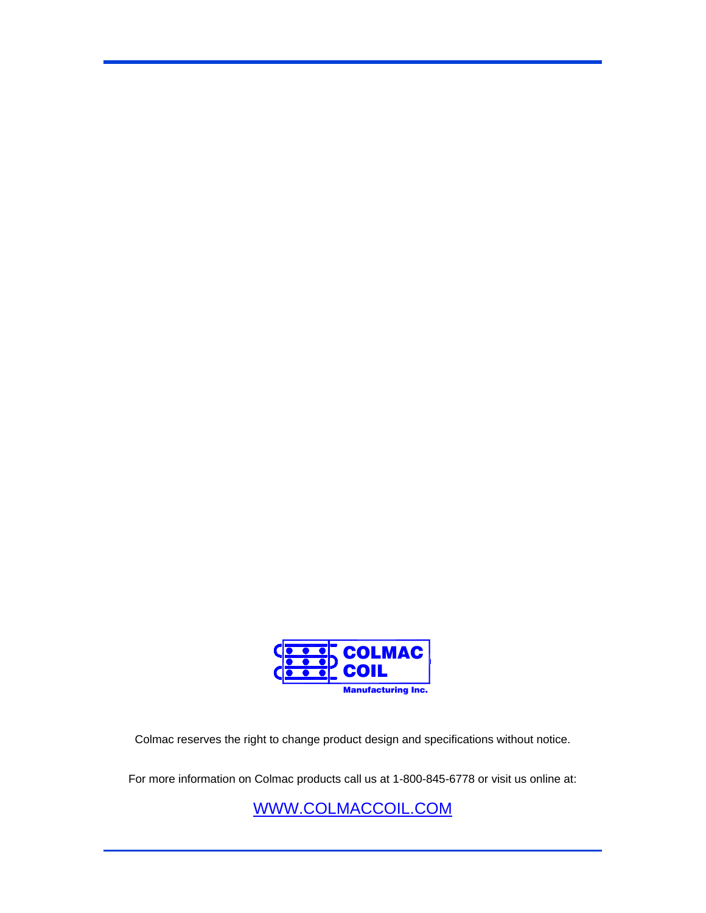COLMAC COIL

Manufacturing Inc.

Colmac reserves the right to change product design and specifications without notice.

For more information on Colmac products call us at 1-800-845-6778 or visit us online at:

WWW.COLMACCOIL.COM